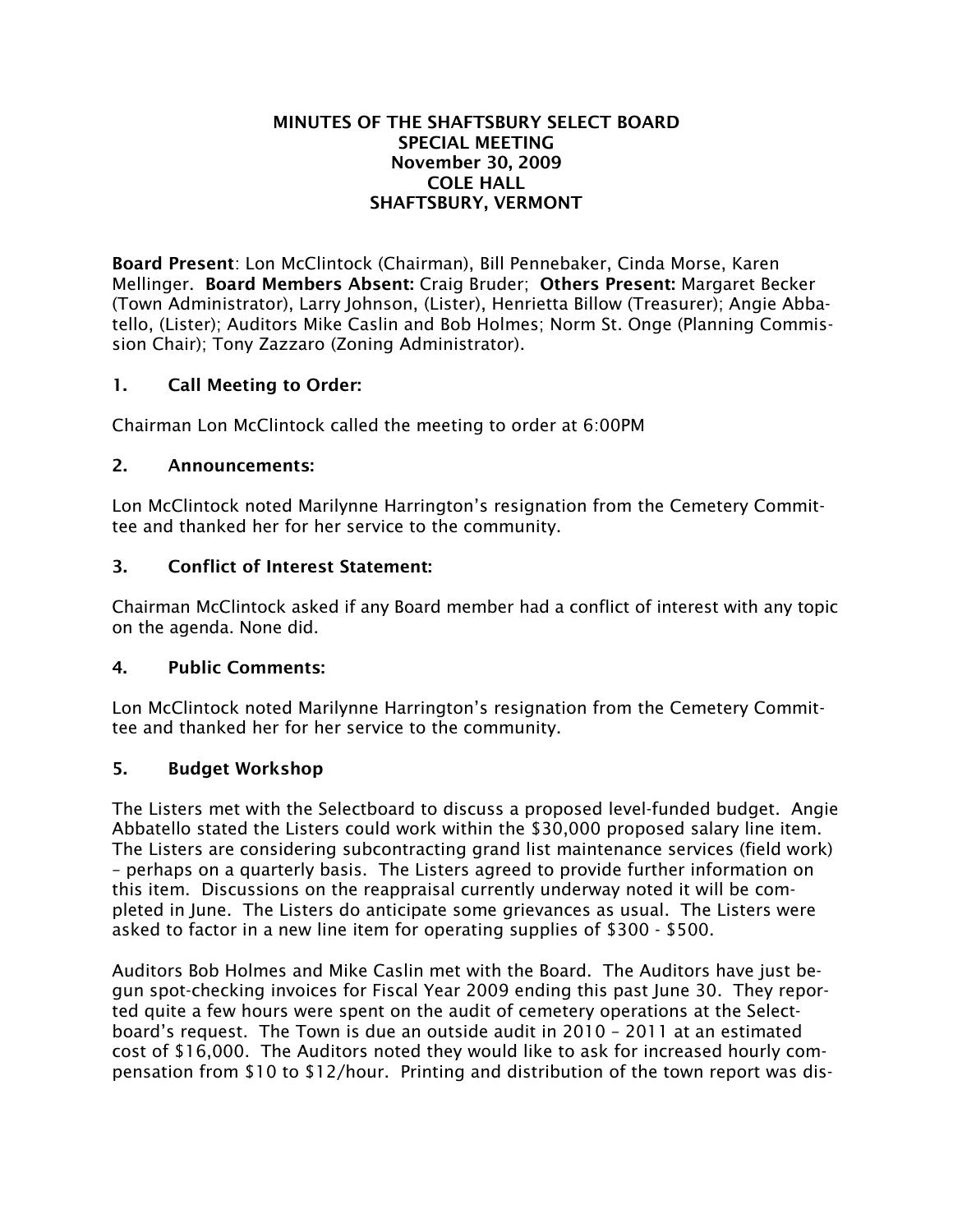**MINUTES OF THE SHAFTSBURY SELECT BOARD**
**SPECIAL MEETING**
**November 30, 2009**
**COLE HALL**
**SHAFTSBURY, VERMONT**

**Board Present**: Lon McClintock (Chairman), Bill Pennebaker, Cinda Morse, Karen Mellinger. **Board Members Absent:** Craig Bruder; **Others Present:** Margaret Becker (Town Administrator), Larry Johnson, (Lister), Henrietta Billow (Treasurer); Angie Abbatello, (Lister); Auditors Mike Caslin and Bob Holmes; Norm St. Onge (Planning Commission Chair); Tony Zazzaro (Zoning Administrator).

## 1. Call Meeting to Order:

Chairman Lon McClintock called the meeting to order at 6:00PM

## 2. Announcements:

Lon McClintock noted Marilynne Harrington's resignation from the Cemetery Committee and thanked her for her service to the community.

## 3. Conflict of Interest Statement:

Chairman McClintock asked if any Board member had a conflict of interest with any topic on the agenda. None did.

## 4. Public Comments:

Lon McClintock noted Marilynne Harrington's resignation from the Cemetery Committee and thanked her for her service to the community.

## 5. Budget Workshop

The Listers met with the Selectboard to discuss a proposed level-funded budget. Angie Abbatello stated the Listers could work within the $30,000 proposed salary line item. The Listers are considering subcontracting grand list maintenance services (field work) – perhaps on a quarterly basis. The Listers agreed to provide further information on this item. Discussions on the reappraisal currently underway noted it will be completed in June. The Listers do anticipate some grievances as usual. The Listers were asked to factor in a new line item for operating supplies of $300 - $500.

Auditors Bob Holmes and Mike Caslin met with the Board. The Auditors have just begun spot-checking invoices for Fiscal Year 2009 ending this past June 30. They reported quite a few hours were spent on the audit of cemetery operations at the Selectboard's request. The Town is due an outside audit in 2010 – 2011 at an estimated cost of $16,000. The Auditors noted they would like to ask for increased hourly compensation from $10 to $12/hour. Printing and distribution of the town report was dis-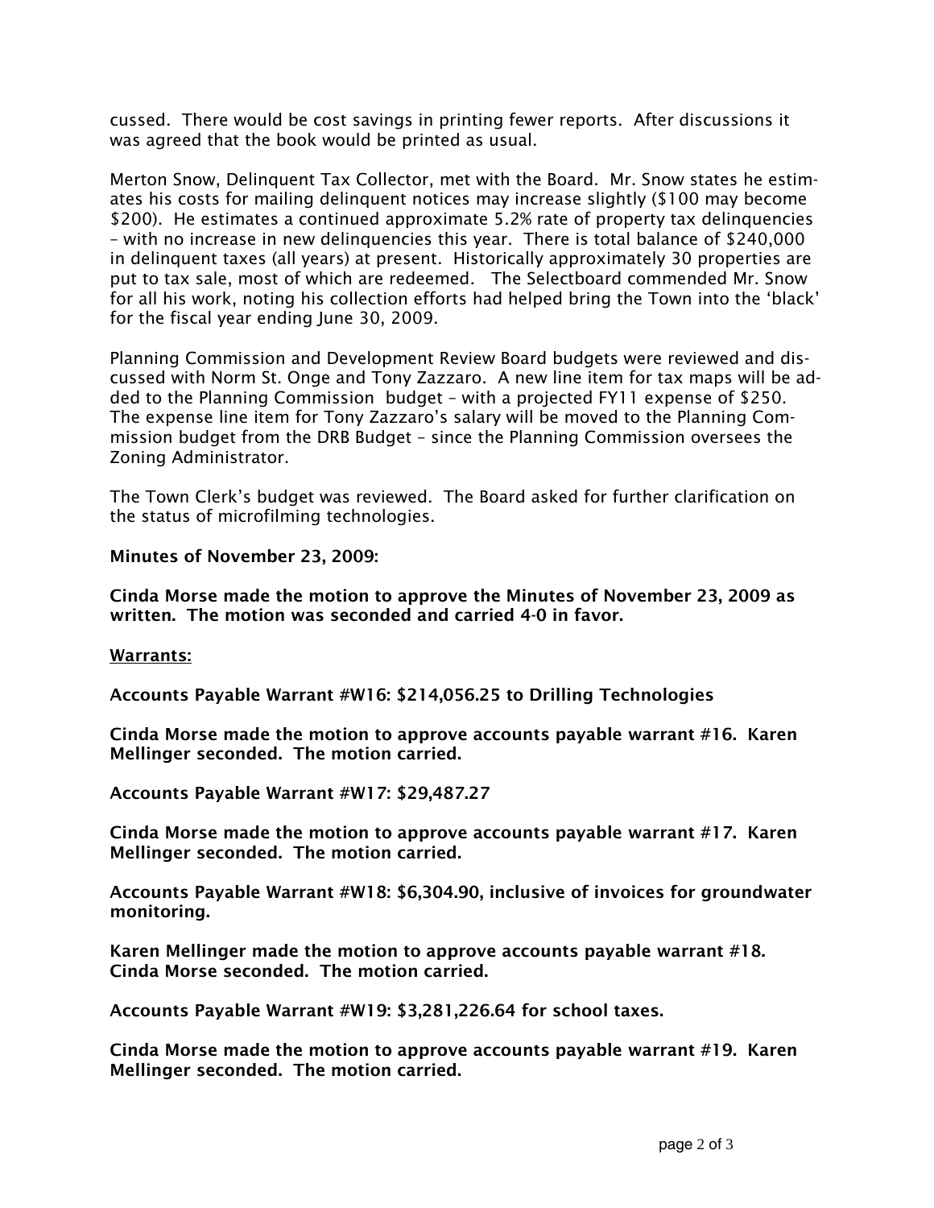cussed. There would be cost savings in printing fewer reports. After discussions it was agreed that the book would be printed as usual.

Merton Snow, Delinquent Tax Collector, met with the Board. Mr. Snow states he estimates his costs for mailing delinquent notices may increase slightly ($100 may become $200). He estimates a continued approximate 5.2% rate of property tax delinquencies – with no increase in new delinquencies this year. There is total balance of $240,000 in delinquent taxes (all years) at present. Historically approximately 30 properties are put to tax sale, most of which are redeemed. The Selectboard commended Mr. Snow for all his work, noting his collection efforts had helped bring the Town into the 'black' for the fiscal year ending June 30, 2009.

Planning Commission and Development Review Board budgets were reviewed and discussed with Norm St. Onge and Tony Zazzaro. A new line item for tax maps will be added to the Planning Commission budget – with a projected FY11 expense of $250. The expense line item for Tony Zazzaro's salary will be moved to the Planning Commission budget from the DRB Budget – since the Planning Commission oversees the Zoning Administrator.

The Town Clerk's budget was reviewed. The Board asked for further clarification on the status of microfilming technologies.

**Minutes of November 23, 2009:**

**Cinda Morse made the motion to approve the Minutes of November 23, 2009 as written. The motion was seconded and carried 4-0 in favor.**

<u>**Warrants:**</u>

**Accounts Payable Warrant #W16: $214,056.25 to Drilling Technologies**

**Cinda Morse made the motion to approve accounts payable warrant #16. Karen Mellinger seconded. The motion carried.**

**Accounts Payable Warrant #W17: $29,487.27**

**Cinda Morse made the motion to approve accounts payable warrant #17. Karen Mellinger seconded. The motion carried.**

**Accounts Payable Warrant #W18: $6,304.90, inclusive of invoices for groundwater monitoring.**

**Karen Mellinger made the motion to approve accounts payable warrant #18. Cinda Morse seconded. The motion carried.**

**Accounts Payable Warrant #W19: $3,281,226.64 for school taxes.**

**Cinda Morse made the motion to approve accounts payable warrant #19. Karen Mellinger seconded. The motion carried.**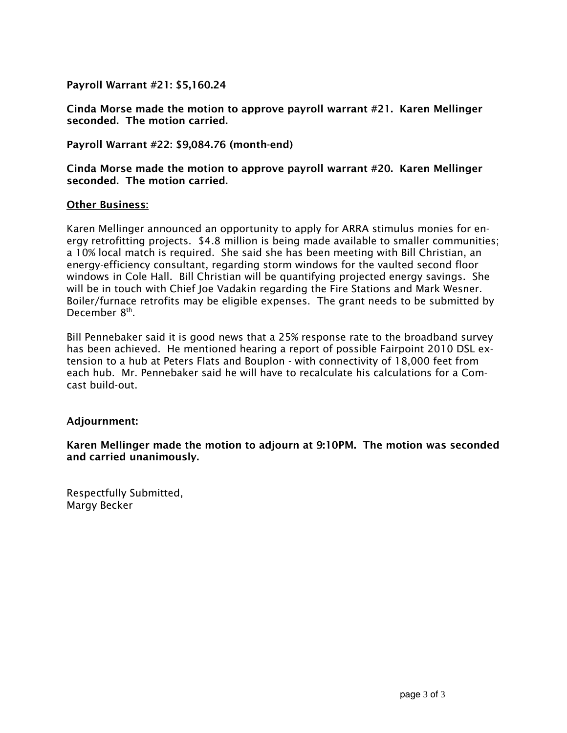**Payroll Warrant #21: $5,160.24**

**Cinda Morse made the motion to approve payroll warrant #21. Karen Mellinger seconded. The motion carried.**

**Payroll Warrant #22: $9,084.76 (month-end)**

**Cinda Morse made the motion to approve payroll warrant #20. Karen Mellinger seconded. The motion carried.**

**Other Business:**

Karen Mellinger announced an opportunity to apply for ARRA stimulus monies for energy retrofitting projects. $4.8 million is being made available to smaller communities; a 10% local match is required. She said she has been meeting with Bill Christian, an energy-efficiency consultant, regarding storm windows for the vaulted second floor windows in Cole Hall. Bill Christian will be quantifying projected energy savings. She will be in touch with Chief Joe Vadakin regarding the Fire Stations and Mark Wesner. Boiler/furnace retrofits may be eligible expenses. The grant needs to be submitted by December 8th.

Bill Pennebaker said it is good news that a 25% response rate to the broadband survey has been achieved. He mentioned hearing a report of possible Fairpoint 2010 DSL extension to a hub at Peters Flats and Bouplon - with connectivity of 18,000 feet from each hub. Mr. Pennebaker said he will have to recalculate his calculations for a Comcast build-out.

**Adjournment:**

**Karen Mellinger made the motion to adjourn at 9:10PM. The motion was seconded and carried unanimously.**

Respectfully Submitted,
Margy Becker